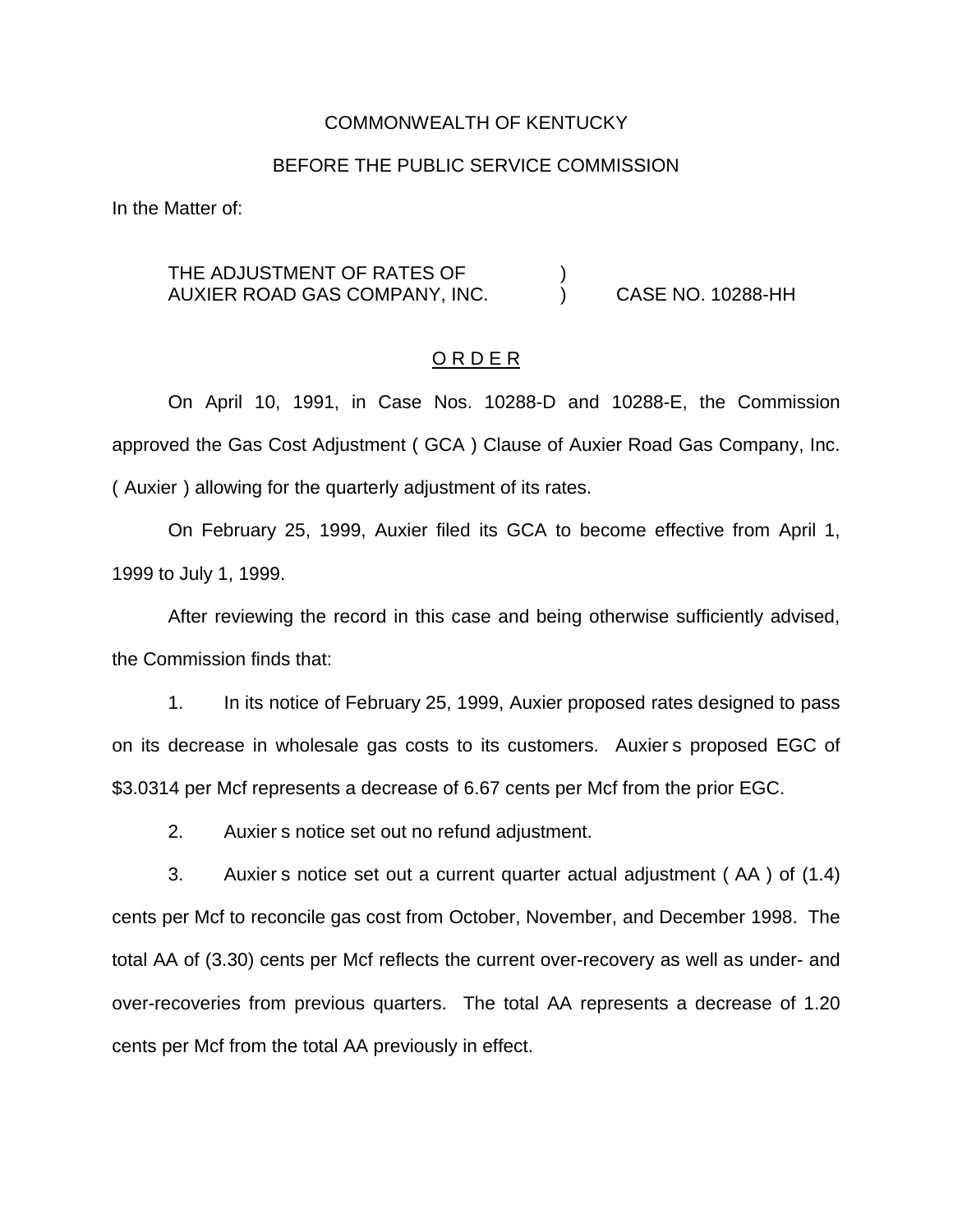COMMONWEALTH OF KENTUCKY

BEFORE THE PUBLIC SERVICE COMMISSION

In the Matter of:

THE ADJUSTMENT OF RATES OF AUXIER ROAD GAS COMPANY, INC. ) CASE NO. 10288-HH

O R D E R

On April 10, 1991, in Case Nos. 10288-D and 10288-E, the Commission approved the Gas Cost Adjustment ( GCA ) Clause of Auxier Road Gas Company, Inc. ( Auxier ) allowing for the quarterly adjustment of its rates.

On February 25, 1999, Auxier filed its GCA to become effective from April 1, 1999 to July 1, 1999.

After reviewing the record in this case and being otherwise sufficiently advised, the Commission finds that:

1. In its notice of February 25, 1999, Auxier proposed rates designed to pass on its decrease in wholesale gas costs to its customers. Auxier s proposed EGC of $3.0314 per Mcf represents a decrease of 6.67 cents per Mcf from the prior EGC.

2. Auxier s notice set out no refund adjustment.

3. Auxier s notice set out a current quarter actual adjustment ( AA ) of (1.4) cents per Mcf to reconcile gas cost from October, November, and December 1998. The total AA of (3.30) cents per Mcf reflects the current over-recovery as well as under- and over-recoveries from previous quarters. The total AA represents a decrease of 1.20 cents per Mcf from the total AA previously in effect.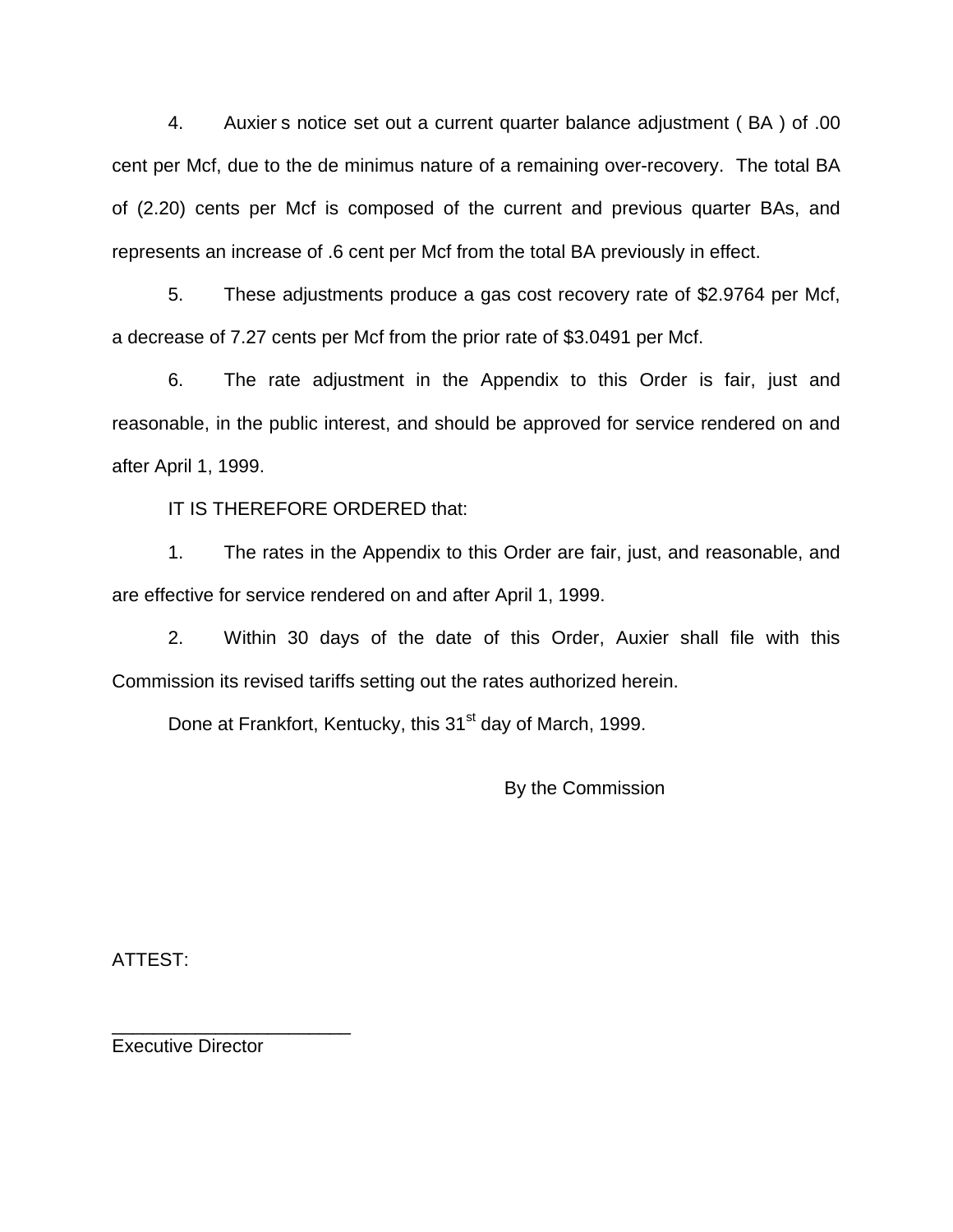4. Auxier s notice set out a current quarter balance adjustment ( BA ) of .00 cent per Mcf, due to the de minimus nature of a remaining over-recovery. The total BA of (2.20) cents per Mcf is composed of the current and previous quarter BAs, and represents an increase of .6 cent per Mcf from the total BA previously in effect.

5. These adjustments produce a gas cost recovery rate of $2.9764 per Mcf, a decrease of 7.27 cents per Mcf from the prior rate of $3.0491 per Mcf.

6. The rate adjustment in the Appendix to this Order is fair, just and reasonable, in the public interest, and should be approved for service rendered on and after April 1, 1999.

IT IS THEREFORE ORDERED that:

1. The rates in the Appendix to this Order are fair, just, and reasonable, and are effective for service rendered on and after April 1, 1999.

2. Within 30 days of the date of this Order, Auxier shall file with this Commission its revised tariffs setting out the rates authorized herein.

Done at Frankfort, Kentucky, this 31st day of March, 1999.

By the Commission

ATTEST:

_______________________
Executive Director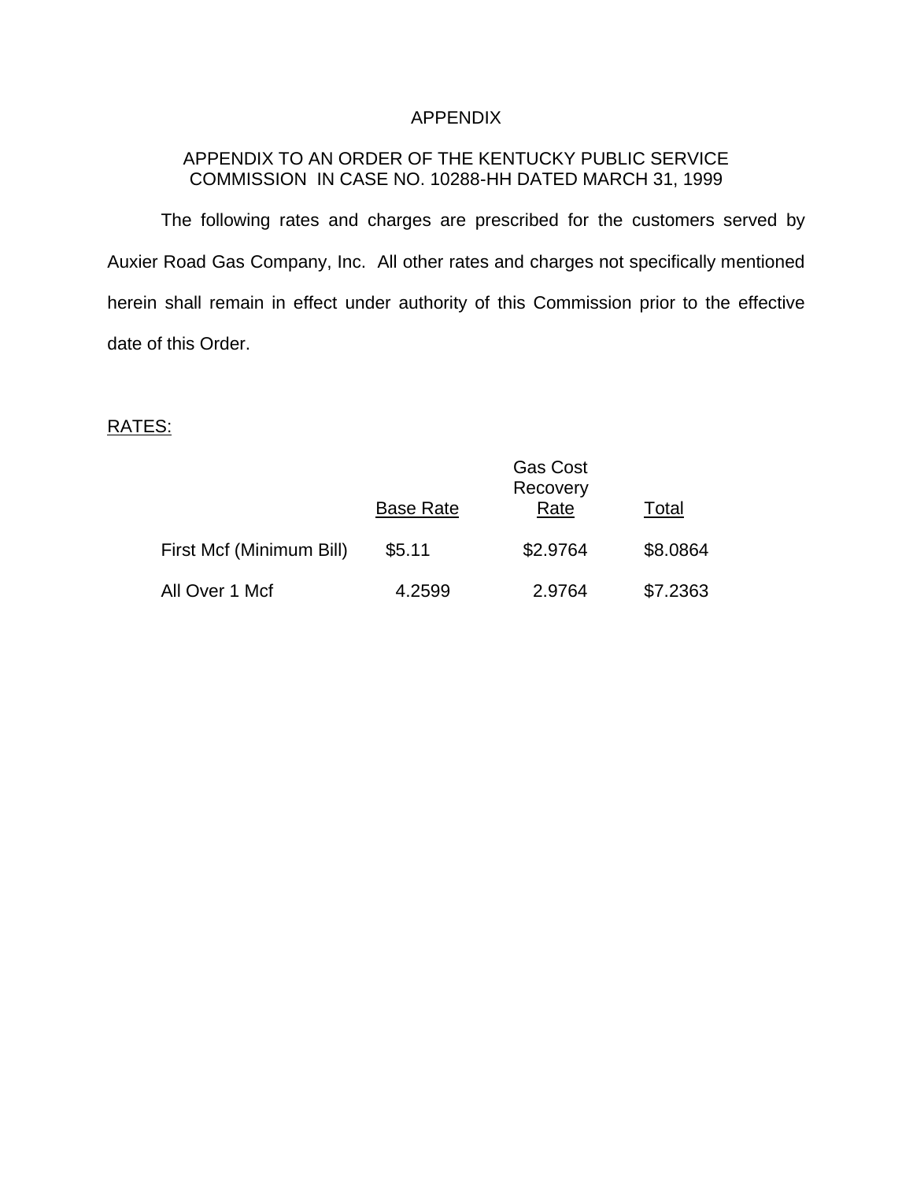# APPENDIX

APPENDIX TO AN ORDER OF THE KENTUCKY PUBLIC SERVICE COMMISSION IN CASE NO. 10288-HH DATED MARCH 31, 1999

The following rates and charges are prescribed for the customers served by Auxier Road Gas Company, Inc. All other rates and charges not specifically mentioned herein shall remain in effect under authority of this Commission prior to the effective date of this Order.

RATES:

| | Base Rate | Gas Cost Recovery Rate | Total |
|---|---|---|---|
| First Mcf (Minimum Bill) | $5.11 | $2.9764 | $8.0864 |
| All Over 1 Mcf | 4.2599 | 2.9764 | $7.2363 |